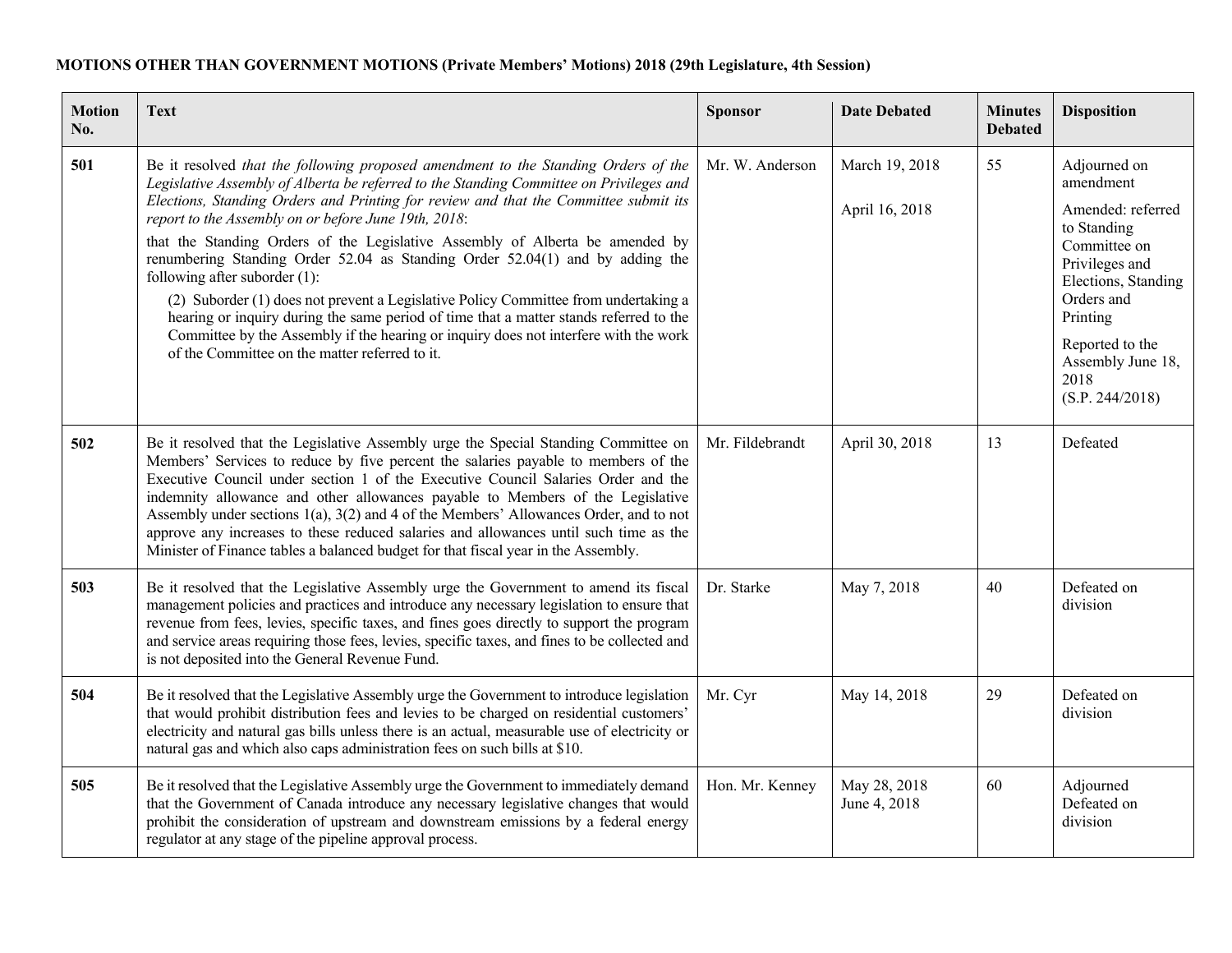**MOTIONS OTHER THAN GOVERNMENT MOTIONS (Private Members' Motions) 2018 (29th Legislature, 4th Session)**

| Motion No. | Text | Sponsor | Date Debated | Minutes Debated | Disposition |
|---|---|---|---|---|---|
| **501** | Be it resolved *that the following proposed amendment to the Standing Orders of the Legislative Assembly of Alberta be referred to the Standing Committee on Privileges and Elections, Standing Orders and Printing for review and that the Committee submit its report to the Assembly on or before June 19th, 2018*: <br> that the Standing Orders of the Legislative Assembly of Alberta be amended by renumbering Standing Order 52.04 as Standing Order 52.04(1) and by adding the following after suborder (1): <br> (2) Suborder (1) does not prevent a Legislative Policy Committee from undertaking a hearing or inquiry during the same period of time that a matter stands referred to the Committee by the Assembly if the hearing or inquiry does not interfere with the work of the Committee on the matter referred to it. | Mr. W. Anderson | March 19, 2018 <br><br> April 16, 2018 | 55 | Adjourned on amendment <br> Amended: referred to Standing Committee on Privileges and Elections, Standing Orders and Printing <br> Reported to the Assembly June 18, 2018 (S.P. 244/2018) |
| **502** | Be it resolved that the Legislative Assembly urge the Special Standing Committee on Members' Services to reduce by five percent the salaries payable to members of the Executive Council under section 1 of the Executive Council Salaries Order and the indemnity allowance and other allowances payable to Members of the Legislative Assembly under sections 1(a), 3(2) and 4 of the Members' Allowances Order, and to not approve any increases to these reduced salaries and allowances until such time as the Minister of Finance tables a balanced budget for that fiscal year in the Assembly. | Mr. Fildebrandt | April 30, 2018 | 13 | Defeated |
| **503** | Be it resolved that the Legislative Assembly urge the Government to amend its fiscal management policies and practices and introduce any necessary legislation to ensure that revenue from fees, levies, specific taxes, and fines goes directly to support the program and service areas requiring those fees, levies, specific taxes, and fines to be collected and is not deposited into the General Revenue Fund. | Dr. Starke | May 7, 2018 | 40 | Defeated on division |
| **504** | Be it resolved that the Legislative Assembly urge the Government to introduce legislation that would prohibit distribution fees and levies to be charged on residential customers' electricity and natural gas bills unless there is an actual, measurable use of electricity or natural gas and which also caps administration fees on such bills at $10. | Mr. Cyr | May 14, 2018 | 29 | Defeated on division |
| **505** | Be it resolved that the Legislative Assembly urge the Government to immediately demand that the Government of Canada introduce any necessary legislative changes that would prohibit the consideration of upstream and downstream emissions by a federal energy regulator at any stage of the pipeline approval process. | Hon. Mr. Kenney | May 28, 2018 <br> June 4, 2018 | 60 | Adjourned <br> Defeated on division |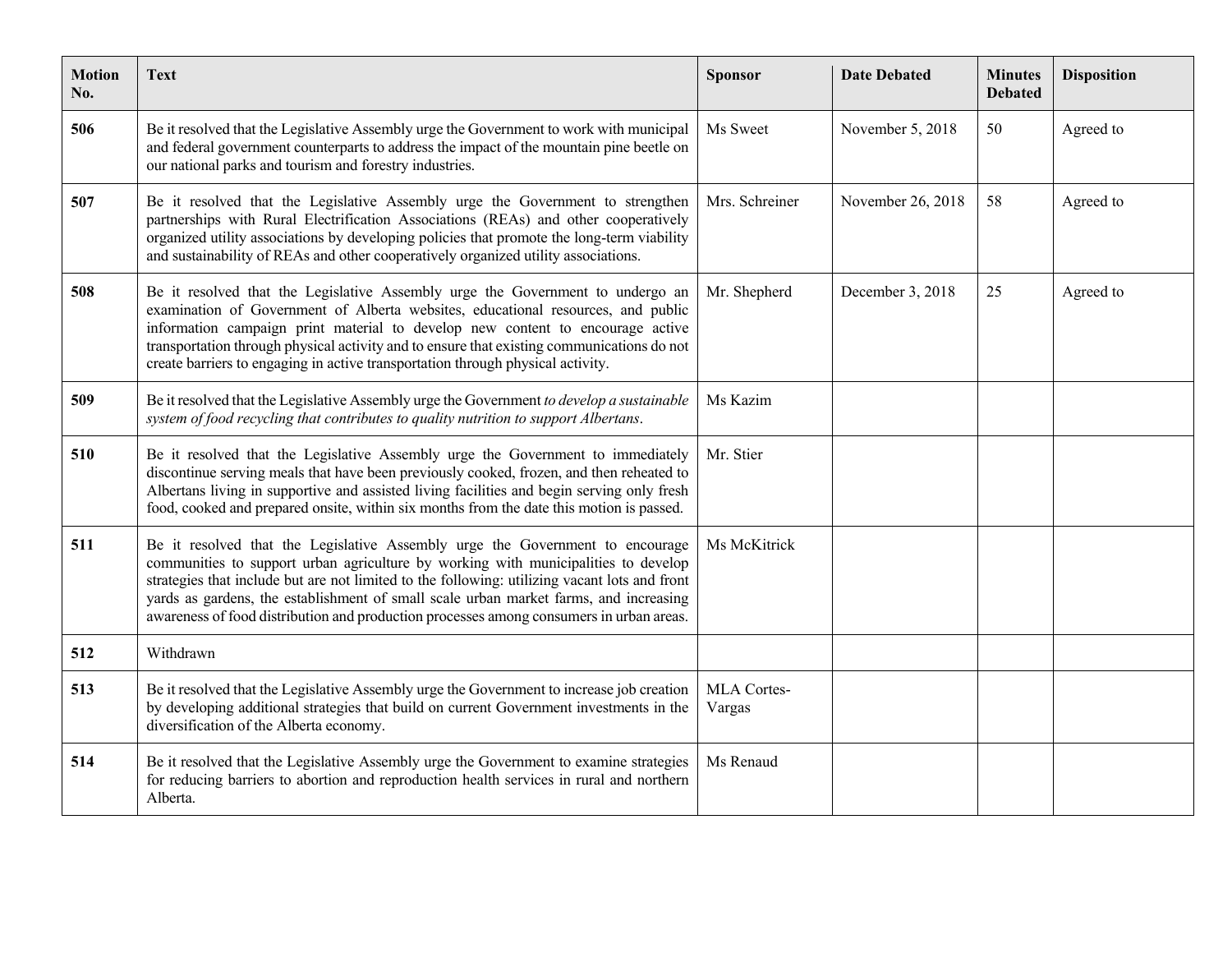| Motion No. | Text | Sponsor | Date Debated | Minutes Debated | Disposition |
|---|---|---|---|---|---|
| **506** | Be it resolved that the Legislative Assembly urge the Government to work with municipal and federal government counterparts to address the impact of the mountain pine beetle on our national parks and tourism and forestry industries. | Ms Sweet | November 5, 2018 | 50 | Agreed to |
| **507** | Be it resolved that the Legislative Assembly urge the Government to strengthen partnerships with Rural Electrification Associations (REAs) and other cooperatively organized utility associations by developing policies that promote the long-term viability and sustainability of REAs and other cooperatively organized utility associations. | Mrs. Schreiner | November 26, 2018 | 58 | Agreed to |
| **508** | Be it resolved that the Legislative Assembly urge the Government to undergo an examination of Government of Alberta websites, educational resources, and public information campaign print material to develop new content to encourage active transportation through physical activity and to ensure that existing communications do not create barriers to engaging in active transportation through physical activity. | Mr. Shepherd | December 3, 2018 | 25 | Agreed to |
| **509** | Be it resolved that the Legislative Assembly urge the Government *to develop a sustainable system of food recycling that contributes to quality nutrition to support Albertans*. | Ms Kazim | | | |
| **510** | Be it resolved that the Legislative Assembly urge the Government to immediately discontinue serving meals that have been previously cooked, frozen, and then reheated to Albertans living in supportive and assisted living facilities and begin serving only fresh food, cooked and prepared onsite, within six months from the date this motion is passed. | Mr. Stier | | | |
| **511** | Be it resolved that the Legislative Assembly urge the Government to encourage communities to support urban agriculture by working with municipalities to develop strategies that include but are not limited to the following: utilizing vacant lots and front yards as gardens, the establishment of small scale urban market farms, and increasing awareness of food distribution and production processes among consumers in urban areas. | Ms McKitrick | | | |
| **512** | Withdrawn | | | | |
| **513** | Be it resolved that the Legislative Assembly urge the Government to increase job creation by developing additional strategies that build on current Government investments in the diversification of the Alberta economy. | MLA Cortes-Vargas | | | |
| **514** | Be it resolved that the Legislative Assembly urge the Government to examine strategies for reducing barriers to abortion and reproduction health services in rural and northern Alberta. | Ms Renaud | | | |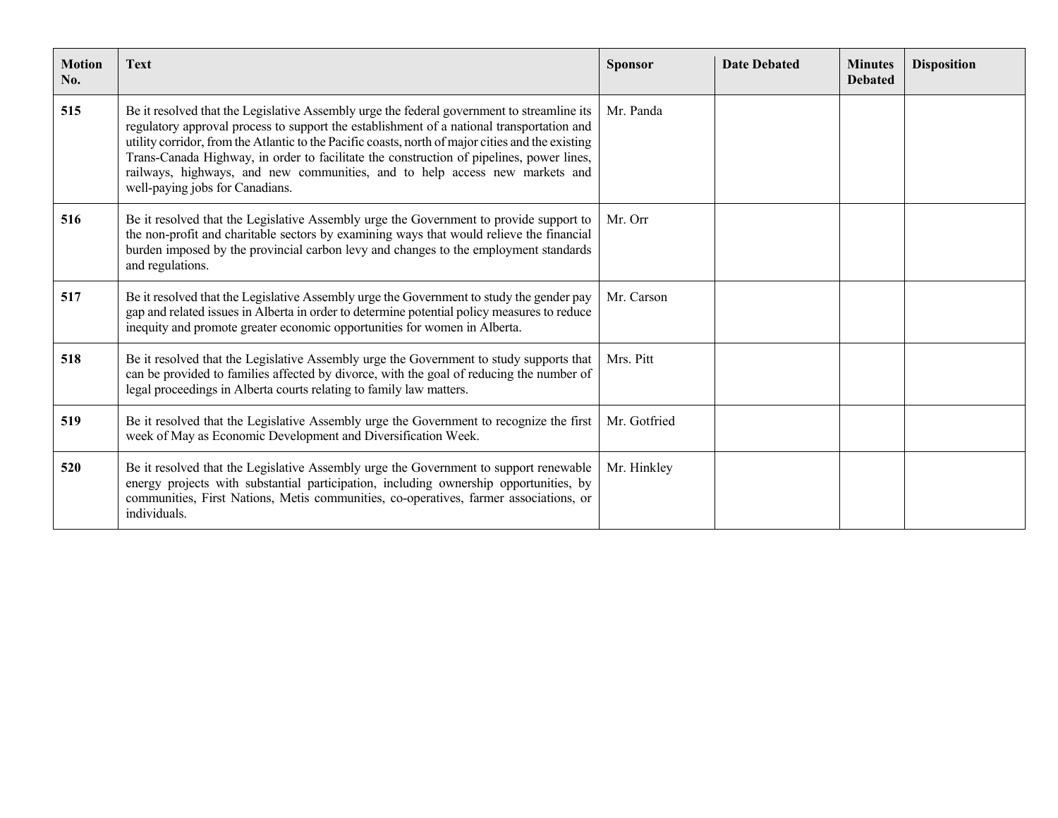| Motion No. | Text | Sponsor | Date Debated | Minutes Debated | Disposition |
|---|---|---|---|---|---|
| **515** | Be it resolved that the Legislative Assembly urge the federal government to streamline its regulatory approval process to support the establishment of a national transportation and utility corridor, from the Atlantic to the Pacific coasts, north of major cities and the existing Trans-Canada Highway, in order to facilitate the construction of pipelines, power lines, railways, highways, and new communities, and to help access new markets and well-paying jobs for Canadians. | Mr. Panda | | | |
| **516** | Be it resolved that the Legislative Assembly urge the Government to provide support to the non-profit and charitable sectors by examining ways that would relieve the financial burden imposed by the provincial carbon levy and changes to the employment standards and regulations. | Mr. Orr | | | |
| **517** | Be it resolved that the Legislative Assembly urge the Government to study the gender pay gap and related issues in Alberta in order to determine potential policy measures to reduce inequity and promote greater economic opportunities for women in Alberta. | Mr. Carson | | | |
| **518** | Be it resolved that the Legislative Assembly urge the Government to study supports that can be provided to families affected by divorce, with the goal of reducing the number of legal proceedings in Alberta courts relating to family law matters. | Mrs. Pitt | | | |
| **519** | Be it resolved that the Legislative Assembly urge the Government to recognize the first week of May as Economic Development and Diversification Week. | Mr. Gotfried | | | |
| **520** | Be it resolved that the Legislative Assembly urge the Government to support renewable energy projects with substantial participation, including ownership opportunities, by communities, First Nations, Metis communities, co-operatives, farmer associations, or individuals. | Mr. Hinkley | | | |